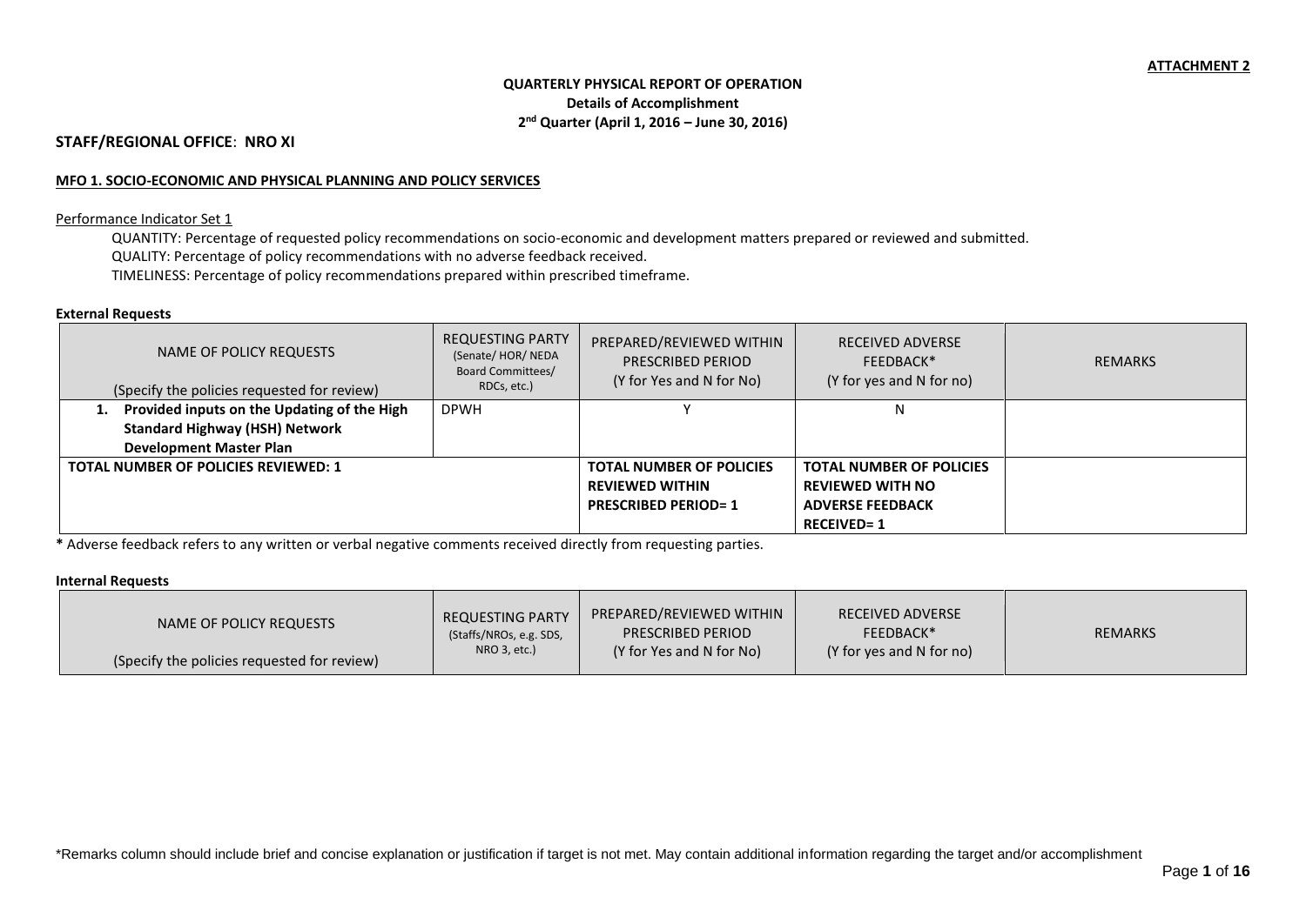**ATTACHMENT 2**

**QUARTERLY PHYSICAL REPORT OF OPERATION**
**Details of Accomplishment**
**2nd Quarter (April 1, 2016 – June 30, 2016)**

**STAFF/REGIONAL OFFICE**: **NRO XI**

**MFO 1. SOCIO-ECONOMIC AND PHYSICAL PLANNING AND POLICY SERVICES**

Performance Indicator Set 1

QUANTITY: Percentage of requested policy recommendations on socio-economic and development matters prepared or reviewed and submitted.
QUALITY: Percentage of policy recommendations with no adverse feedback received.
TIMELINESS: Percentage of policy recommendations prepared within prescribed timeframe.

**External Requests**

| NAME OF POLICY REQUESTS (Specify the policies requested for review) | REQUESTING PARTY (Senate/ HOR/ NEDA Board Committees/ RDCs, etc.) | PREPARED/REVIEWED WITHIN PRESCRIBED PERIOD (Y for Yes and N for No) | RECEIVED ADVERSE FEEDBACK* (Y for yes and N for no) | REMARKS |
|---|---|---|---|---|
| **1. Provided inputs on the Updating of the High Standard Highway (HSH) Network Development Master Plan** | DPWH | Y | N | |
| **TOTAL NUMBER OF POLICIES REVIEWED: 1** | | **TOTAL NUMBER OF POLICIES REVIEWED WITHIN PRESCRIBED PERIOD= 1** | **TOTAL NUMBER OF POLICIES REVIEWED WITH NO ADVERSE FEEDBACK RECEIVED= 1** | |

**\*** Adverse feedback refers to any written or verbal negative comments received directly from requesting parties.

**Internal Requests**

| NAME OF POLICY REQUESTS (Specify the policies requested for review) | REQUESTING PARTY (Staffs/NROs, e.g. SDS, NRO 3, etc.) | PREPARED/REVIEWED WITHIN PRESCRIBED PERIOD (Y for Yes and N for No) | RECEIVED ADVERSE FEEDBACK* (Y for yes and N for no) | REMARKS |
|---|---|---|---|---|

*Remarks column should include brief and concise explanation or justification if target is not met. May contain additional information regarding the target and/or accomplishment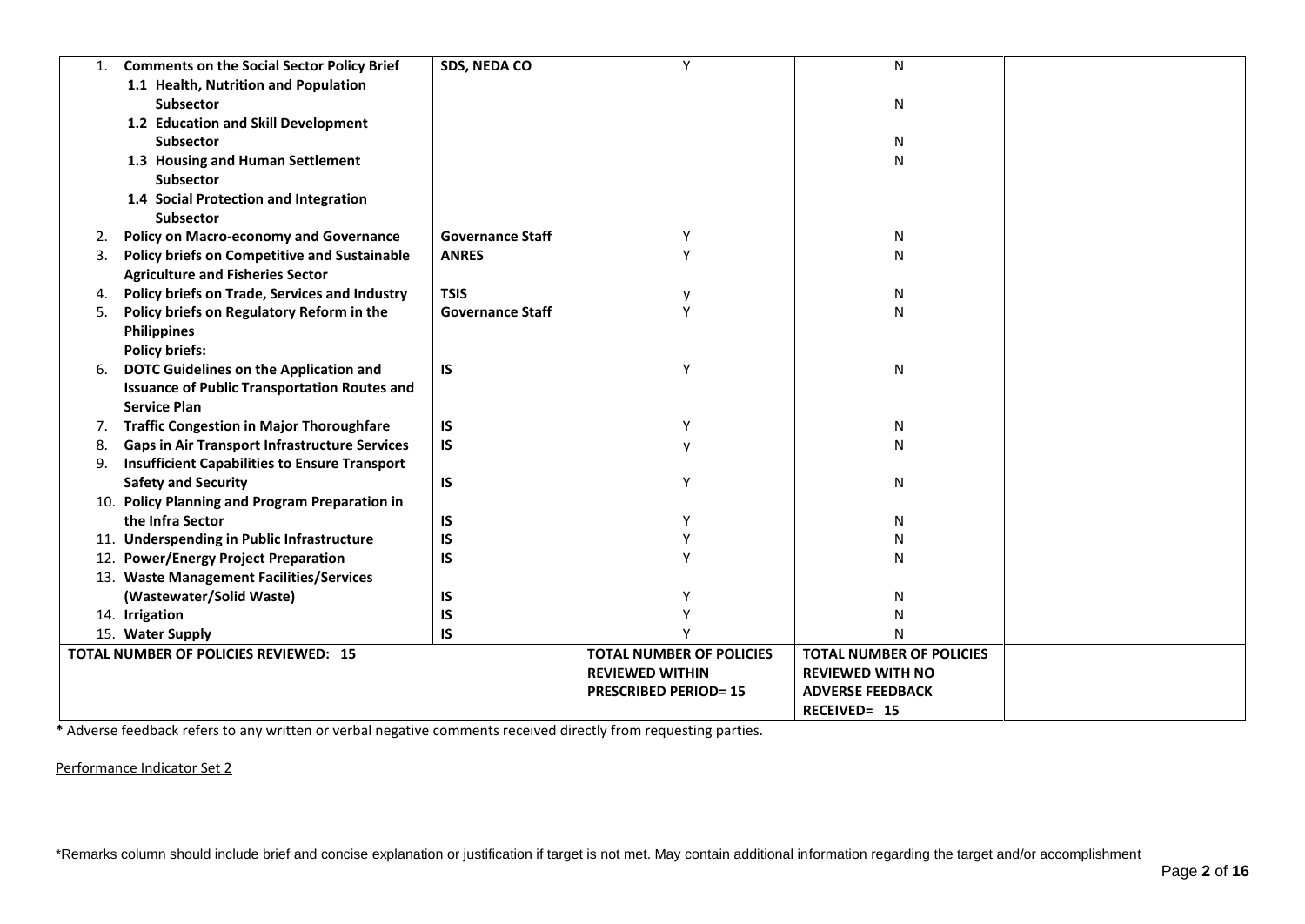| | | | | |
|---|---|---|---|---|
| 1. **Comments on the Social Sector Policy Brief** | **SDS, NEDA CO** | Y | N | |
| **1.1 Health, Nutrition and Population Subsector** | | | N | |
| **1.2 Education and Skill Development Subsector** | | | N | |
| **1.3 Housing and Human Settlement Subsector** | | | N | |
| **1.4 Social Protection and Integration Subsector** | | | | |
| 2. **Policy on Macro-economy and Governance** | **Governance Staff** | Y | N | |
| 3. **Policy briefs on Competitive and Sustainable Agriculture and Fisheries Sector** | **ANRES** | Y | N | |
| 4. **Policy briefs on Trade, Services and Industry** | **TSIS** | y | N | |
| 5. **Policy briefs on Regulatory Reform in the Philippines** | **Governance Staff** | Y | N | |
| **Policy briefs:** | | | | |
| 6. **DOTC Guidelines on the Application and Issuance of Public Transportation Routes and Service Plan** | **IS** | Y | N | |
| 7. **Traffic Congestion in Major Thoroughfare** | **IS** | Y | N | |
| 8. **Gaps in Air Transport Infrastructure Services** | **IS** | y | N | |
| 9. **Insufficient Capabilities to Ensure Transport Safety and Security** | **IS** | Y | N | |
| 10. **Policy Planning and Program Preparation in the Infra Sector** | **IS** | Y | N | |
| 11. **Underspending in Public Infrastructure** | **IS** | Y | N | |
| 12. **Power/Energy Project Preparation** | **IS** | Y | N | |
| 13. **Waste Management Facilities/Services (Wastewater/Solid Waste)** | **IS** | Y | N | |
| 14. **Irrigation** | **IS** | Y | N | |
| 15. **Water Supply** | **IS** | Y | N | |
| **TOTAL NUMBER OF POLICIES REVIEWED: 15** | | **TOTAL NUMBER OF POLICIES REVIEWED WITHIN PRESCRIBED PERIOD= 15** | **TOTAL NUMBER OF POLICIES REVIEWED WITH NO ADVERSE FEEDBACK RECEIVED= 15** | |

**\*** Adverse feedback refers to any written or verbal negative comments received directly from requesting parties.

Performance Indicator Set 2

*Remarks column should include brief and concise explanation or justification if target is not met. May contain additional information regarding the target and/or accomplishment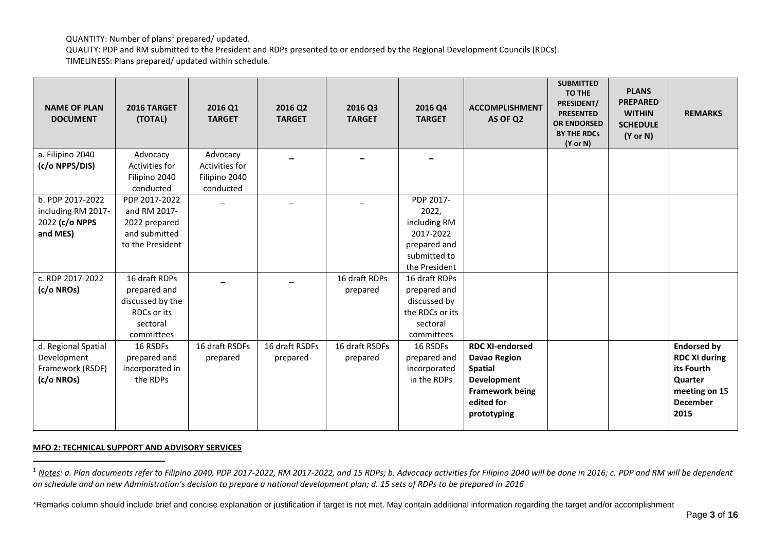QUANTITY: Number of plans[1] prepared/ updated.

QUALITY: PDP and RM submitted to the President and RDPs presented to or endorsed by the Regional Development Councils (RDCs).

TIMELINESS: Plans prepared/ updated within schedule.

| NAME OF PLAN DOCUMENT | 2016 TARGET (TOTAL) | 2016 Q1 TARGET | 2016 Q2 TARGET | 2016 Q3 TARGET | 2016 Q4 TARGET | ACCOMPLISHMENT AS OF Q2 | SUBMITTED TO THE PRESIDENT/ PRESENTED OR ENDORSED BY THE RDCs (Y or N) | PLANS PREPARED WITHIN SCHEDULE (Y or N) | REMARKS |
|---|---|---|---|---|---|---|---|---|---|
| a. Filipino 2040 **(c/o NPPS/DIS)** | Advocacy Activities for Filipino 2040 conducted | Advocacy Activities for Filipino 2040 conducted | – | – | – | | | | |
| b. PDP 2017-2022 including RM 2017-2022 **(c/o NPPS and MES)** | PDP 2017-2022 and RM 2017-2022 prepared and submitted to the President | – | – | – | PDP 2017-2022, including RM 2017-2022 prepared and submitted to the President | | | | |
| c. RDP 2017-2022 **(c/o NROs)** | 16 draft RDPs prepared and discussed by the RDCs or its sectoral committees | – | – | 16 draft RDPs prepared | 16 draft RDPs prepared and discussed by the RDCs or its sectoral committees | | | | |
| d. Regional Spatial Development Framework (RSDF) **(c/o NROs)** | 16 RSDFs prepared and incorporated in the RDPs | 16 draft RSDFs prepared | 16 draft RSDFs prepared | 16 draft RSDFs prepared | 16 RSDFs prepared and incorporated in the RDPs | **RDC XI-endorsed Davao Region Spatial Development Framework being edited for prototyping** | | | **Endorsed by RDC XI during its Fourth Quarter meeting on 15 December 2015** |

**MFO 2: TECHNICAL SUPPORT AND ADVISORY SERVICES**

[1] *Notes: a. Plan documents refer to Filipino 2040, PDP 2017-2022, RM 2017-2022, and 15 RDPs; b. Advocacy activities for Filipino 2040 will be done in 2016; c. PDP and RM will be dependent on schedule and on new Administration's decision to prepare a national development plan; d. 15 sets of RDPs to be prepared in 2016*

*Remarks column should include brief and concise explanation or justification if target is not met. May contain additional information regarding the target and/or accomplishment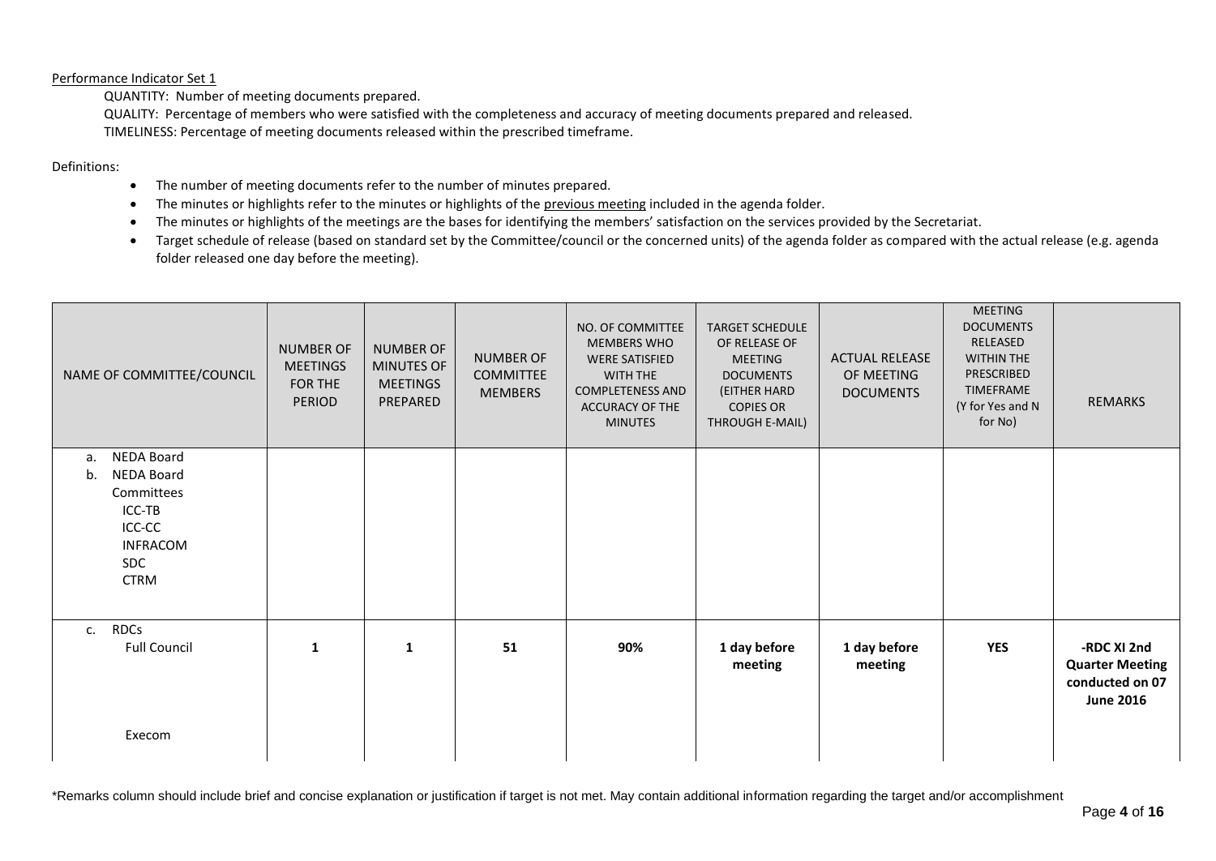Performance Indicator Set 1

QUANTITY: Number of meeting documents prepared.

QUALITY: Percentage of members who were satisfied with the completeness and accuracy of meeting documents prepared and released.

TIMELINESS: Percentage of meeting documents released within the prescribed timeframe.

Definitions:

- The number of meeting documents refer to the number of minutes prepared.
- The minutes or highlights refer to the minutes or highlights of the previous meeting included in the agenda folder.
- The minutes or highlights of the meetings are the bases for identifying the members' satisfaction on the services provided by the Secretariat.
- Target schedule of release (based on standard set by the Committee/council or the concerned units) of the agenda folder as compared with the actual release (e.g. agenda folder released one day before the meeting).

| NAME OF COMMITTEE/COUNCIL | NUMBER OF MEETINGS FOR THE PERIOD | NUMBER OF MINUTES OF MEETINGS PREPARED | NUMBER OF COMMITTEE MEMBERS | NO. OF COMMITTEE MEMBERS WHO WERE SATISFIED WITH THE COMPLETENESS AND ACCURACY OF THE MINUTES | TARGET SCHEDULE OF RELEASE OF MEETING DOCUMENTS (EITHER HARD COPIES OR THROUGH E-MAIL) | ACTUAL RELEASE OF MEETING DOCUMENTS | MEETING DOCUMENTS RELEASED WITHIN THE PRESCRIBED TIMEFRAME (Y for Yes and N for No) | REMARKS |
|---|---|---|---|---|---|---|---|---|
| a. NEDA Board<br>b. NEDA Board Committees<br>ICC-TB<br>ICC-CC<br>INFRACOM<br>SDC<br>CTRM | | | | | | | | |
| c. RDCs<br>Full Council | **1** | **1** | **51** | **90%** | **1 day before meeting** | **1 day before meeting** | **YES** | **-RDC XI 2nd Quarter Meeting conducted on 07 June 2016** |
| Execom | | | | | | | | |

*Remarks column should include brief and concise explanation or justification if target is not met. May contain additional information regarding the target and/or accomplishment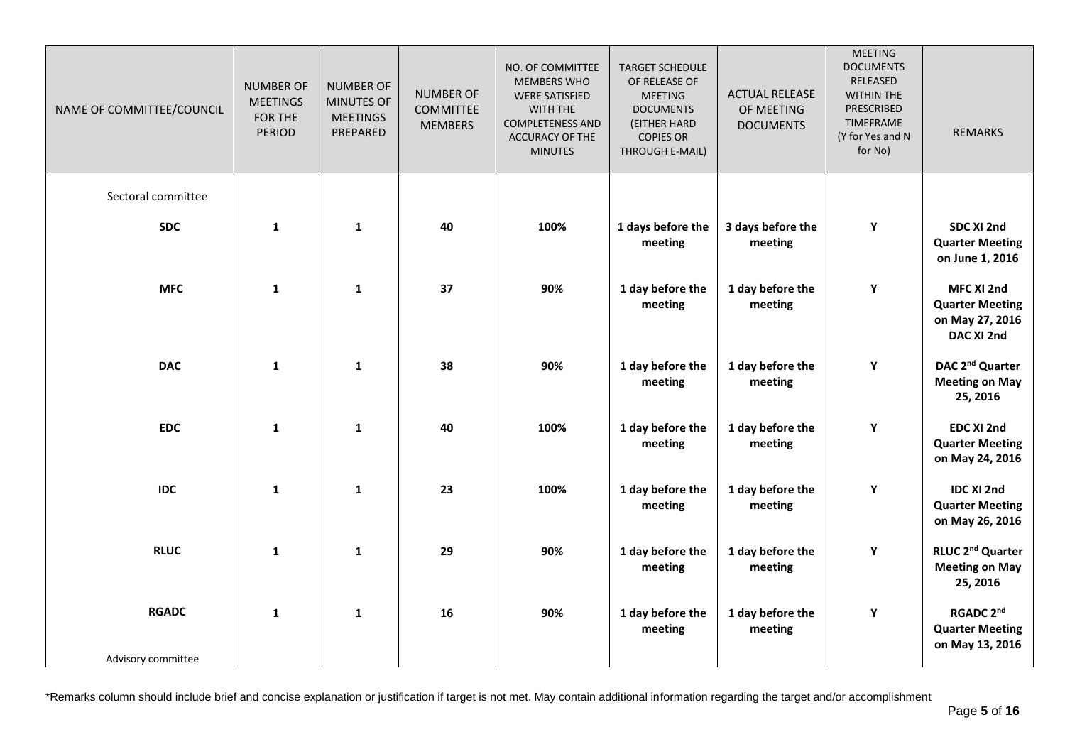| NAME OF COMMITTEE/COUNCIL | NUMBER OF MEETINGS FOR THE PERIOD | NUMBER OF MINUTES OF MEETINGS PREPARED | NUMBER OF COMMITTEE MEMBERS | NO. OF COMMITTEE MEMBERS WHO WERE SATISFIED WITH THE COMPLETENESS AND ACCURACY OF THE MINUTES | TARGET SCHEDULE OF RELEASE OF MEETING DOCUMENTS (EITHER HARD COPIES OR THROUGH E-MAIL) | ACTUAL RELEASE OF MEETING DOCUMENTS | MEETING DOCUMENTS RELEASED WITHIN THE PRESCRIBED TIMEFRAME (Y for Yes and N for No) | REMARKS |
|---|---|---|---|---|---|---|---|---|
| Sectoral committee | | | | | | | | |
| **SDC** | **1** | **1** | **40** | **100%** | **1 days before the meeting** | **3 days before the meeting** | **Y** | **SDC XI 2nd Quarter Meeting on June 1, 2016** |
| **MFC** | **1** | **1** | **37** | **90%** | **1 day before the meeting** | **1 day before the meeting** | **Y** | **MFC XI 2nd Quarter Meeting on May 27, 2016 DAC XI 2nd** |
| **DAC** | **1** | **1** | **38** | **90%** | **1 day before the meeting** | **1 day before the meeting** | **Y** | **DAC 2nd Quarter Meeting on May 25, 2016** |
| **EDC** | **1** | **1** | **40** | **100%** | **1 day before the meeting** | **1 day before the meeting** | **Y** | **EDC XI 2nd Quarter Meeting on May 24, 2016** |
| **IDC** | **1** | **1** | **23** | **100%** | **1 day before the meeting** | **1 day before the meeting** | **Y** | **IDC XI 2nd Quarter Meeting on May 26, 2016** |
| **RLUC** | **1** | **1** | **29** | **90%** | **1 day before the meeting** | **1 day before the meeting** | **Y** | **RLUC 2nd Quarter Meeting on May 25, 2016** |
| **RGADC** | **1** | **1** | **16** | **90%** | **1 day before the meeting** | **1 day before the meeting** | **Y** | **RGADC 2nd Quarter Meeting on May 13, 2016** |
| Advisory committee | | | | | | | | |

\*Remarks column should include brief and concise explanation or justification if target is not met. May contain additional information regarding the target and/or accomplishment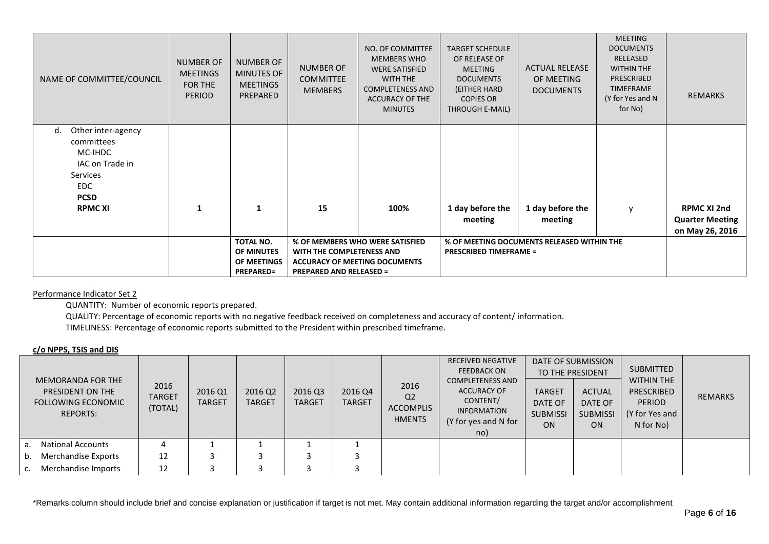| NAME OF COMMITTEE/COUNCIL | NUMBER OF MEETINGS FOR THE PERIOD | NUMBER OF MINUTES OF MEETINGS PREPARED | NUMBER OF COMMITTEE MEMBERS | NO. OF COMMITTEE MEMBERS WHO WERE SATISFIED WITH THE COMPLETENESS AND ACCURACY OF THE MINUTES | TARGET SCHEDULE OF RELEASE OF MEETING DOCUMENTS (EITHER HARD COPIES OR THROUGH E-MAIL) | ACTUAL RELEASE OF MEETING DOCUMENTS | MEETING DOCUMENTS RELEASED WITHIN THE PRESCRIBED TIMEFRAME (Y for Yes and N for No) | REMARKS |
|---|---|---|---|---|---|---|---|---|
| d. Other inter-agency committees<br>MC-IHDC<br>IAC on Trade in Services<br>EDC<br>**PCSD**<br>**RPMC XI** | **1** | **1** | **15** | **100%** | **1 day before the meeting** | **1 day before the meeting** | y | **RPMC XI 2nd Quarter Meeting on May 26, 2016** |
| | | **TOTAL NO. OF MINUTES OF MEETINGS PREPARED=** | **% OF MEMBERS WHO WERE SATISFIED WITH THE COMPLETENESS AND ACCURACY OF MEETING DOCUMENTS PREPARED AND RELEASED =** | | **% OF MEETING DOCUMENTS RELEASED WITHIN THE PRESCRIBED TIMEFRAME =** | | | |

Performance Indicator Set 2

QUANTITY: Number of economic reports prepared.

QUALITY: Percentage of economic reports with no negative feedback received on completeness and accuracy of content/ information.

TIMELINESS: Percentage of economic reports submitted to the President within prescribed timeframe.

**c/o NPPS, TSIS and DIS**

| MEMORANDA FOR THE PRESIDENT ON THE FOLLOWING ECONOMIC REPORTS: | 2016 TARGET (TOTAL) | 2016 Q1 TARGET | 2016 Q2 TARGET | 2016 Q3 TARGET | 2016 Q4 TARGET | 2016 Q2 ACCOMPLISHMENTS | RECEIVED NEGATIVE FEEDBACK ON COMPLETENESS AND ACCURACY OF CONTENT/ INFORMATION (Y for yes and N for no) | DATE OF SUBMISSION TO THE PRESIDENT | | SUBMITTED WITHIN THE PRESCRIBED PERIOD (Y for Yes and N for No) | REMARKS |
|---|---|---|---|---|---|---|---|---|---|---|---|
| | | | | | | | | TARGET DATE OF SUBMISSION | ACTUAL DATE OF SUBMISSION | | |
| a. National Accounts | 4 | 1 | 1 | 1 | 1 | | | | | | |
| b. Merchandise Exports | 12 | 3 | 3 | 3 | 3 | | | | | | |
| c. Merchandise Imports | 12 | 3 | 3 | 3 | 3 | | | | | | |

\*Remarks column should include brief and concise explanation or justification if target is not met. May contain additional information regarding the target and/or accomplishment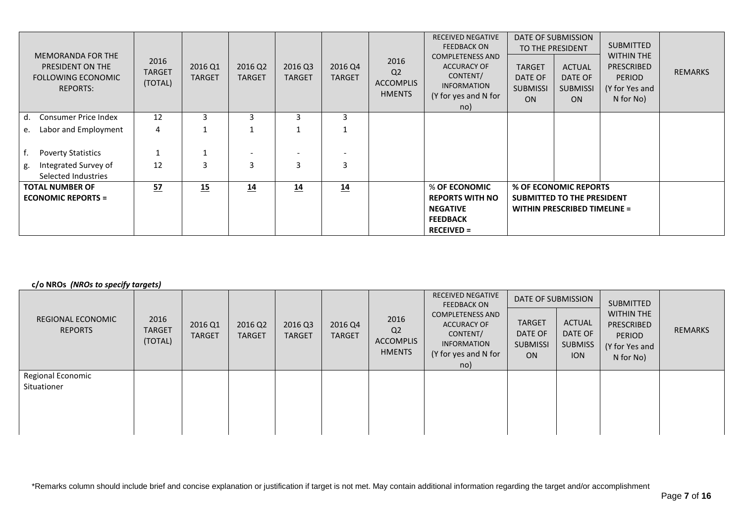| MEMORANDA FOR THE PRESIDENT ON THE FOLLOWING ECONOMIC REPORTS: | 2016 TARGET (TOTAL) | 2016 Q1 TARGET | 2016 Q2 TARGET | 2016 Q3 TARGET | 2016 Q4 TARGET | 2016 Q2 ACCOMPLISHMENTS | RECEIVED NEGATIVE FEEDBACK ON COMPLETENESS AND ACCURACY OF CONTENT/ INFORMATION (Y for yes and N for no) | DATE OF SUBMISSION TO THE PRESIDENT | | SUBMITTED WITHIN THE PRESCRIBED PERIOD (Y for Yes and N for No) | REMARKS |
|---|---|---|---|---|---|---|---|---|---|---|---|
| | | | | | | | | TARGET DATE OF SUBMISSION | ACTUAL DATE OF SUBMISSION | | |
| d. Consumer Price Index | 12 | 3 | 3 | 3 | 3 | | | | | | |
| e. Labor and Employment | 4 | 1 | 1 | 1 | 1 | | | | | | |
| f. Poverty Statistics | 1 | 1 | - | - | - | | | | | | |
| g. Integrated Survey of Selected Industries | 12 | 3 | 3 | 3 | 3 | | | | | | |
| **TOTAL NUMBER OF ECONOMIC REPORTS =** | **57** | **15** | **14** | **14** | **14** | | **% OF ECONOMIC REPORTS WITH NO NEGATIVE FEEDBACK RECEIVED =** | **% OF ECONOMIC REPORTS SUBMITTED TO THE PRESIDENT WITHIN PRESCRIBED TIMELINE =** | | | |

**c/o NROs** ***(NROs to specify targets)***

| REGIONAL ECONOMIC REPORTS | 2016 TARGET (TOTAL) | 2016 Q1 TARGET | 2016 Q2 TARGET | 2016 Q3 TARGET | 2016 Q4 TARGET | 2016 Q2 ACCOMPLISHMENTS | RECEIVED NEGATIVE FEEDBACK ON COMPLETENESS AND ACCURACY OF CONTENT/ INFORMATION (Y for yes and N for no) | DATE OF SUBMISSION | | SUBMITTED WITHIN THE PRESCRIBED PERIOD (Y for Yes and N for No) | REMARKS |
|---|---|---|---|---|---|---|---|---|---|---|---|
| | | | | | | | | TARGET DATE OF SUBMISSION | ACTUAL DATE OF SUBMISSION | | |
| Regional Economic Situationer | | | | | | | | | | | |

*Remarks column should include brief and concise explanation or justification if target is not met. May contain additional information regarding the target and/or accomplishment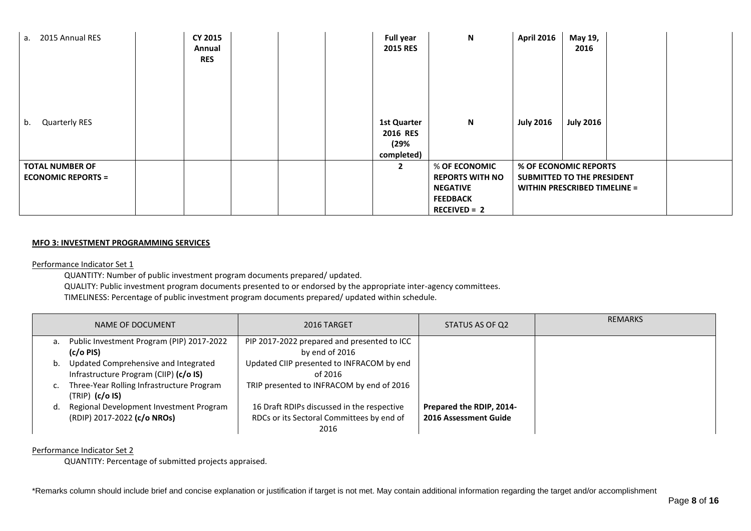| | | | | | | | | | | |
|---|---|---|---|---|---|---|---|---|---|---|
| a. 2015 Annual RES | | **CY 2015 Annual RES** | | | | **Full year 2015 RES** | **N** | **April 2016** | **May 19, 2016** | | |
| b. Quarterly RES | | | | | | **1st Quarter 2016 RES (29% completed)** | **N** | **July 2016** | **July 2016** | | |
| **TOTAL NUMBER OF ECONOMIC REPORTS =** | | | | | | **2** | % **OF ECONOMIC REPORTS WITH NO NEGATIVE FEEDBACK RECEIVED = 2** | **% OF ECONOMIC REPORTS SUBMITTED TO THE PRESIDENT WITHIN PRESCRIBED TIMELINE =** | | | |

**MFO 3: INVESTMENT PROGRAMMING SERVICES**

Performance Indicator Set 1

QUANTITY: Number of public investment program documents prepared/ updated.
QUALITY: Public investment program documents presented to or endorsed by the appropriate inter-agency committees.
TIMELINESS: Percentage of public investment program documents prepared/ updated within schedule.

| NAME OF DOCUMENT | 2016 TARGET | STATUS AS OF Q2 | REMARKS |
|---|---|---|---|
| a. Public Investment Program (PIP) 2017-2022 **(c/o PIS)** | PIP 2017-2022 prepared and presented to ICC by end of 2016 | | |
| b. Updated Comprehensive and Integrated Infrastructure Program (CIIP) **(c/o IS)** | Updated CIIP presented to INFRACOM by end of 2016 | | |
| c. Three-Year Rolling Infrastructure Program (TRIP) **(c/o IS)** | TRIP presented to INFRACOM by end of 2016 | | |
| d. Regional Development Investment Program (RDIP) 2017-2022 **(c/o NROs)** | 16 Draft RDIPs discussed in the respective RDCs or its Sectoral Committees by end of 2016 | **Prepared the RDIP, 2014-2016 Assessment Guide** | |

Performance Indicator Set 2

QUANTITY: Percentage of submitted projects appraised.

*Remarks column should include brief and concise explanation or justification if target is not met. May contain additional information regarding the target and/or accomplishment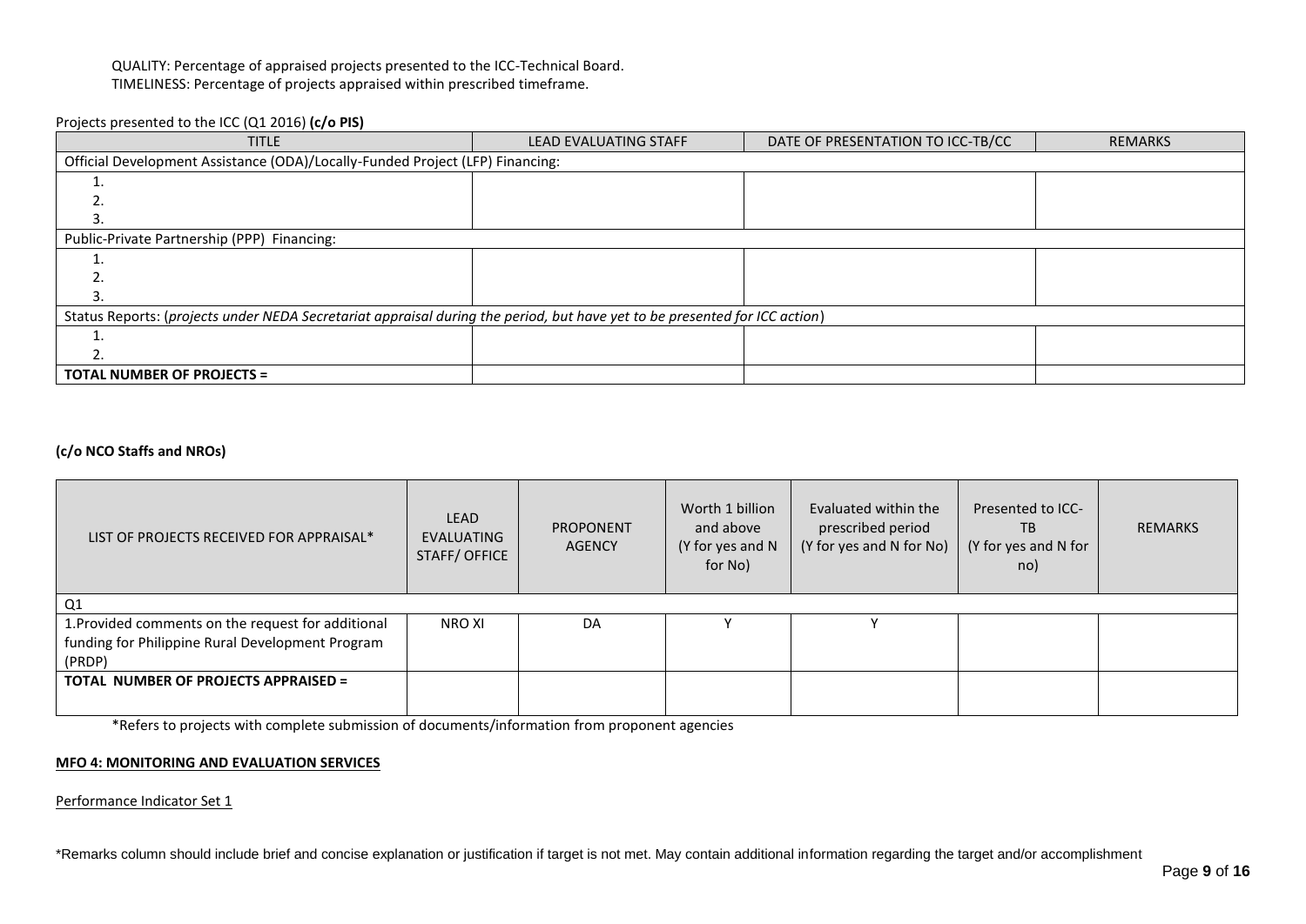QUALITY: Percentage of appraised projects presented to the ICC-Technical Board.
TIMELINESS: Percentage of projects appraised within prescribed timeframe.

Projects presented to the ICC (Q1 2016) **(c/o PIS)**

| TITLE | LEAD EVALUATING STAFF | DATE OF PRESENTATION TO ICC-TB/CC | REMARKS |
|---|---|---|---|
| Official Development Assistance (ODA)/Locally-Funded Project (LFP) Financing: | | | |
| 1. | | | |
| 2. | | | |
| 3. | | | |
| Public-Private Partnership (PPP) Financing: | | | |
| 1. | | | |
| 2. | | | |
| 3. | | | |
| Status Reports: (*projects under NEDA Secretariat appraisal during the period, but have yet to be presented for ICC action*) | | | |
| 1. | | | |
| 2. | | | |
| **TOTAL NUMBER OF PROJECTS =** | | | |

**(c/o NCO Staffs and NROs)**

| LIST OF PROJECTS RECEIVED FOR APPRAISAL* | LEAD EVALUATING STAFF/ OFFICE | PROPONENT AGENCY | Worth 1 billion and above (Y for yes and N for No) | Evaluated within the prescribed period (Y for yes and N for No) | Presented to ICC-TB (Y for yes and N for no) | REMARKS |
|---|---|---|---|---|---|---|
| Q1 | | | | | | |
| 1.Provided comments on the request for additional funding for Philippine Rural Development Program (PRDP) | NRO XI | DA | Y | Y | | |
| **TOTAL NUMBER OF PROJECTS APPRAISED =** | | | | | | |

*Refers to projects with complete submission of documents/information from proponent agencies

**MFO 4: MONITORING AND EVALUATION SERVICES**

Performance Indicator Set 1

*Remarks column should include brief and concise explanation or justification if target is not met. May contain additional information regarding the target and/or accomplishment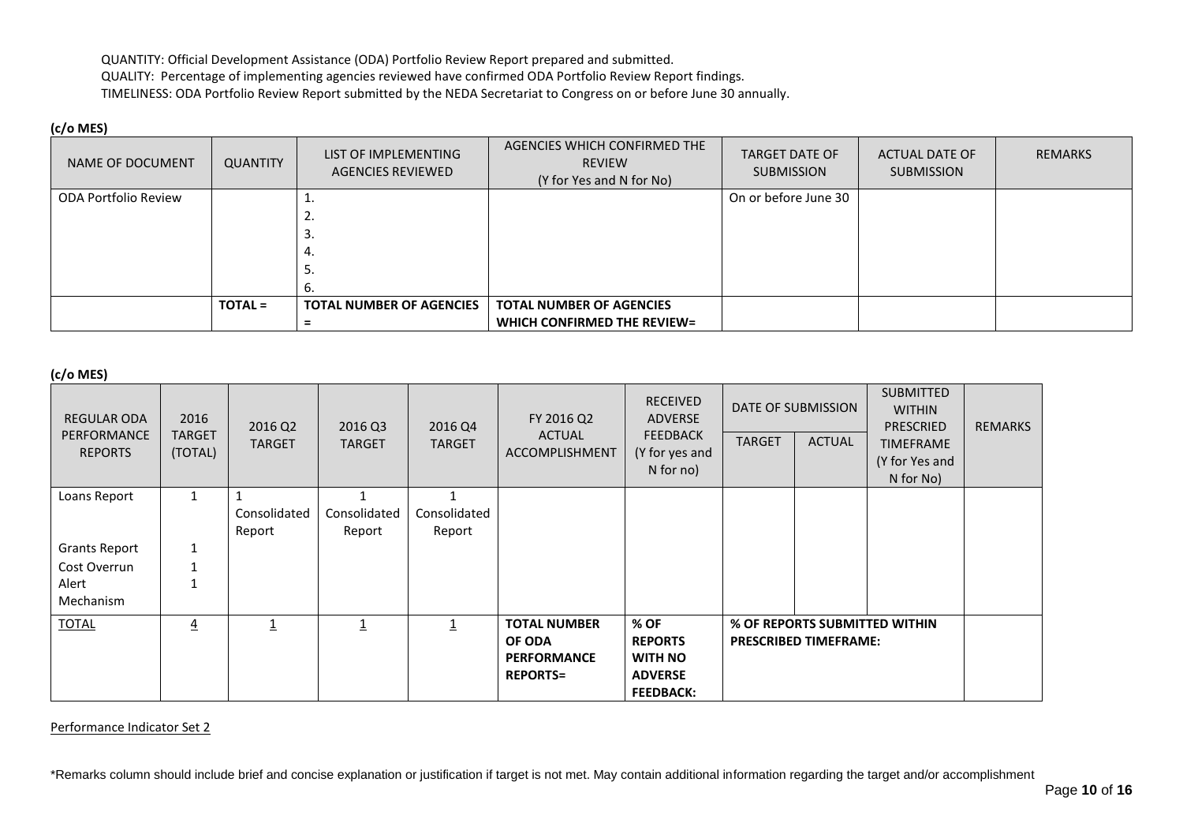QUANTITY: Official Development Assistance (ODA) Portfolio Review Report prepared and submitted.
QUALITY: Percentage of implementing agencies reviewed have confirmed ODA Portfolio Review Report findings.
TIMELINESS: ODA Portfolio Review Report submitted by the NEDA Secretariat to Congress on or before June 30 annually.

**(c/o MES)**

| NAME OF DOCUMENT | QUANTITY | LIST OF IMPLEMENTING AGENCIES REVIEWED | AGENCIES WHICH CONFIRMED THE REVIEW (Y for Yes and N for No) | TARGET DATE OF SUBMISSION | ACTUAL DATE OF SUBMISSION | REMARKS |
|---|---|---|---|---|---|---|
| ODA Portfolio Review | | 1.<br>2.<br>3.<br>4.<br>5.<br>6. | | On or before June 30 | | |
| | **TOTAL =** | **TOTAL NUMBER OF AGENCIES =** | **TOTAL NUMBER OF AGENCIES WHICH CONFIRMED THE REVIEW=** | | | |

**(c/o MES)**

| REGULAR ODA PERFORMANCE REPORTS | 2016 TARGET (TOTAL) | 2016 Q2 TARGET | 2016 Q3 TARGET | 2016 Q4 TARGET | FY 2016 Q2 ACTUAL ACCOMPLISHMENT | RECEIVED ADVERSE FEEDBACK (Y for yes and N for no) | DATE OF SUBMISSION | | SUBMITTED WITHIN PRESCRIED TIMEFRAME (Y for Yes and N for No) | REMARKS |
|---|---|---|---|---|---|---|---|---|---|---|
| | | | | | | | TARGET | ACTUAL | | |
| Loans Report | 1 | 1 Consolidated Report | 1 Consolidated Report | 1 Consolidated Report | | | | | | |
| Grants Report | 1 | | | | | | | | | |
| Cost Overrun Alert Mechanism | 1<br>1 | | | | | | | | | |
| TOTAL | 4 | 1 | 1 | 1 | **TOTAL NUMBER OF ODA PERFORMANCE REPORTS=** | **% OF REPORTS WITH NO ADVERSE FEEDBACK:** | **% OF REPORTS SUBMITTED WITHIN PRESCRIBED TIMEFRAME:** | | | |

Performance Indicator Set 2

*Remarks column should include brief and concise explanation or justification if target is not met. May contain additional information regarding the target and/or accomplishment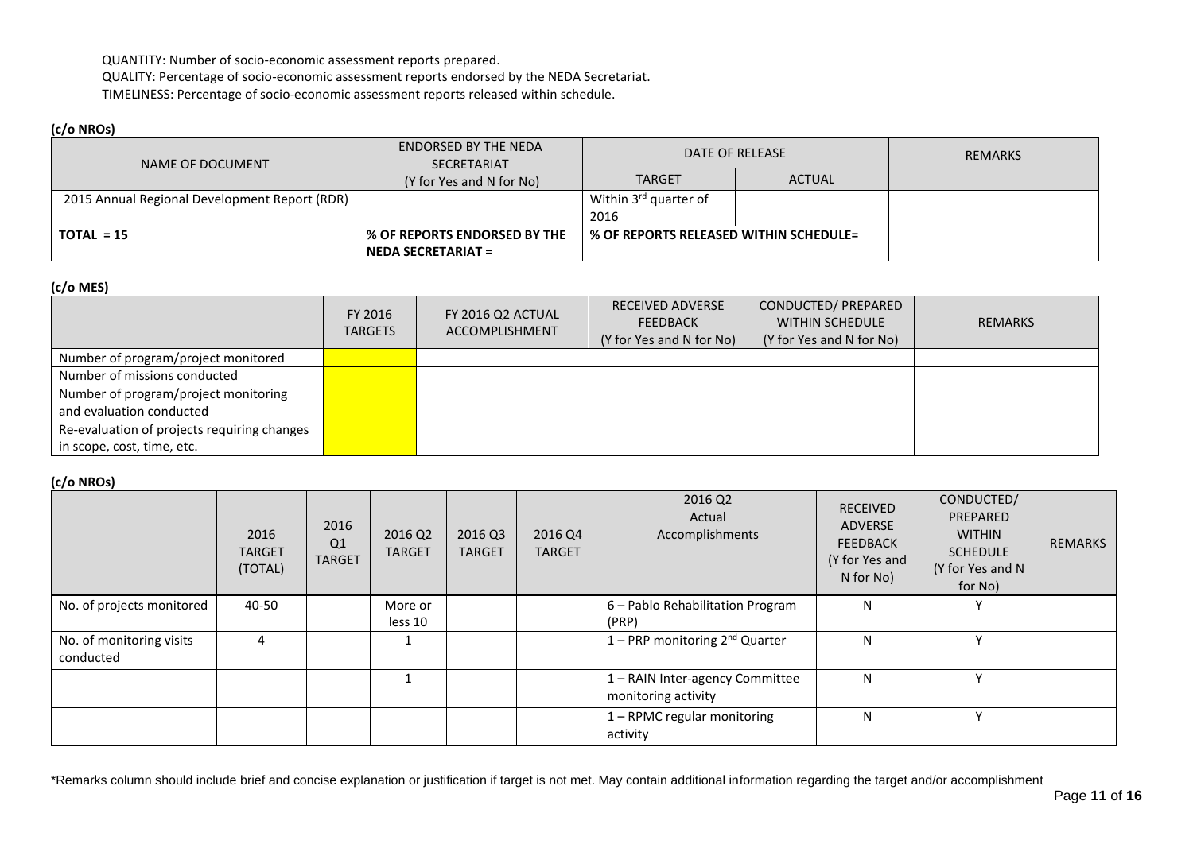QUANTITY: Number of socio-economic assessment reports prepared.
QUALITY: Percentage of socio-economic assessment reports endorsed by the NEDA Secretariat.
TIMELINESS: Percentage of socio-economic assessment reports released within schedule.

**(c/o NROs)**

| NAME OF DOCUMENT | ENDORSED BY THE NEDA SECRETARIAT (Y for Yes and N for No) | DATE OF RELEASE | | REMARKS |
|---|---|---|---|---|
| | | TARGET | ACTUAL | |
| 2015 Annual Regional Development Report (RDR) | | Within 3rd quarter of 2016 | | |
| **TOTAL = 15** | **% OF REPORTS ENDORSED BY THE NEDA SECRETARIAT =** | **% OF REPORTS RELEASED WITHIN SCHEDULE=** | | |

**(c/o MES)**

| | FY 2016 TARGETS | FY 2016 Q2 ACTUAL ACCOMPLISHMENT | RECEIVED ADVERSE FEEDBACK (Y for Yes and N for No) | CONDUCTED/ PREPARED WITHIN SCHEDULE (Y for Yes and N for No) | REMARKS |
|---|---|---|---|---|---|
| Number of program/project monitored | | | | | |
| Number of missions conducted | | | | | |
| Number of program/project monitoring and evaluation conducted | | | | | |
| Re-evaluation of projects requiring changes in scope, cost, time, etc. | | | | | |

**(c/o NROs)**

| | 2016 TARGET (TOTAL) | 2016 Q1 TARGET | 2016 Q2 TARGET | 2016 Q3 TARGET | 2016 Q4 TARGET | 2016 Q2 Actual Accomplishments | RECEIVED ADVERSE FEEDBACK (Y for Yes and N for No) | CONDUCTED/ PREPARED WITHIN SCHEDULE (Y for Yes and N for No) | REMARKS |
|---|---|---|---|---|---|---|---|---|---|
| No. of projects monitored | 40-50 | | More or less 10 | | | 6 – Pablo Rehabilitation Program (PRP) | N | Y | |
| No. of monitoring visits conducted | 4 | | 1 | | | 1 – PRP monitoring 2nd Quarter | N | Y | |
| | | | 1 | | | 1 – RAIN Inter-agency Committee monitoring activity | N | Y | |
| | | | | | | 1 – RPMC regular monitoring activity | N | Y | |

*Remarks column should include brief and concise explanation or justification if target is not met. May contain additional information regarding the target and/or accomplishment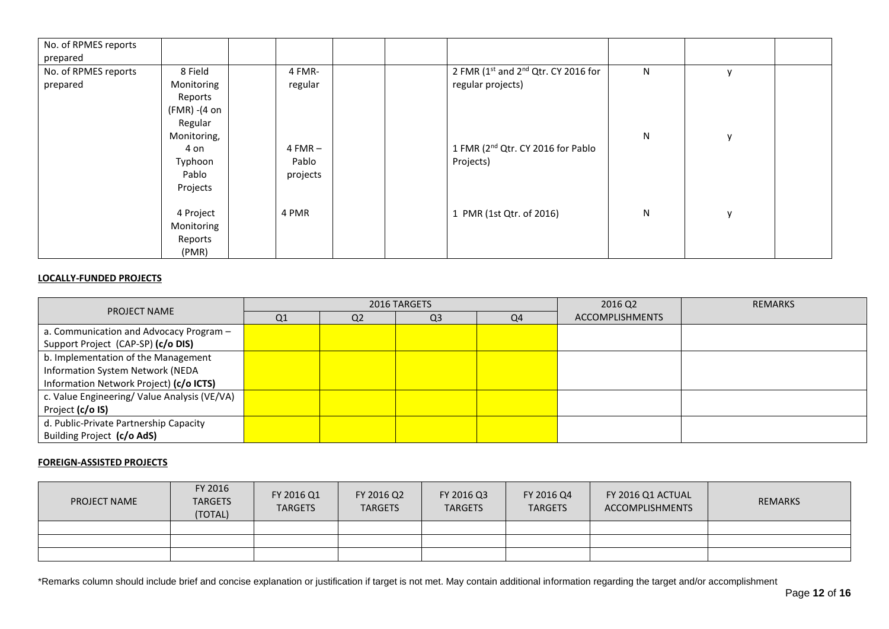| | | | | | | | | | |
|---|---|---|---|---|---|---|---|---|---|
| No. of RPMES reports prepared | | | | | | | | | |
| No. of RPMES reports prepared | 8 Field Monitoring Reports (FMR) -(4 on Regular Monitoring, 4 on Typhoon Pablo Projects | | 4 FMR-regular | | | 2 FMR (1st and 2nd Qtr. CY 2016 for regular projects) | N | y | |
| | | | 4 FMR – Pablo projects | | | 1 FMR (2nd Qtr. CY 2016 for Pablo Projects) | N | y | |
| | 4 Project Monitoring Reports (PMR) | | 4 PMR | | | 1 PMR (1st Qtr. of 2016) | N | y | |

**LOCALLY-FUNDED PROJECTS**

| PROJECT NAME | 2016 TARGETS | | | | 2016 Q2 ACCOMPLISHMENTS | REMARKS |
|---|---|---|---|---|---|---|
| | Q1 | Q2 | Q3 | Q4 | | |
| a. Communication and Advocacy Program – Support Project (CAP-SP) **(c/o DIS)** | | | | | | |
| b. Implementation of the Management Information System Network (NEDA Information Network Project) **(c/o ICTS)** | | | | | | |
| c. Value Engineering/ Value Analysis (VE/VA) Project **(c/o IS)** | | | | | | |
| d. Public-Private Partnership Capacity Building Project **(c/o AdS)** | | | | | | |

**FOREIGN-ASSISTED PROJECTS**

| PROJECT NAME | FY 2016 TARGETS (TOTAL) | FY 2016 Q1 TARGETS | FY 2016 Q2 TARGETS | FY 2016 Q3 TARGETS | FY 2016 Q4 TARGETS | FY 2016 Q1 ACTUAL ACCOMPLISHMENTS | REMARKS |
|---|---|---|---|---|---|---|---|
| | | | | | | | |
| | | | | | | | |
| | | | | | | | |

*Remarks column should include brief and concise explanation or justification if target is not met. May contain additional information regarding the target and/or accomplishment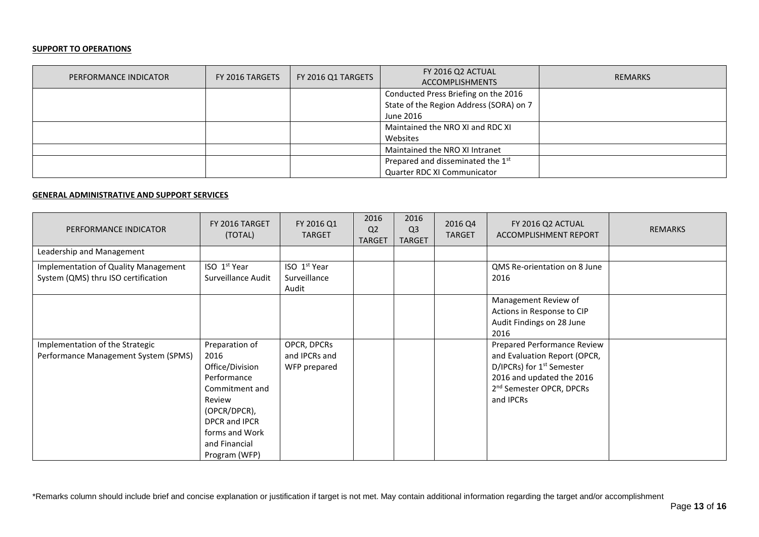**SUPPORT TO OPERATIONS**

| PERFORMANCE INDICATOR | FY 2016 TARGETS | FY 2016 Q1 TARGETS | FY 2016 Q2 ACTUAL ACCOMPLISHMENTS | REMARKS |
|---|---|---|---|---|
| | | | Conducted Press Briefing on the 2016 State of the Region Address (SORA) on 7 June 2016 | |
| | | | Maintained the NRO XI and RDC XI Websites | |
| | | | Maintained the NRO XI Intranet | |
| | | | Prepared and disseminated the 1st Quarter RDC XI Communicator | |

**GENERAL ADMINISTRATIVE AND SUPPORT SERVICES**

| PERFORMANCE INDICATOR | FY 2016 TARGET (TOTAL) | FY 2016 Q1 TARGET | 2016 Q2 TARGET | 2016 Q3 TARGET | 2016 Q4 TARGET | FY 2016 Q2 ACTUAL ACCOMPLISHMENT REPORT | REMARKS |
|---|---|---|---|---|---|---|---|
| Leadership and Management | | | | | | | |
| Implementation of Quality Management System (QMS) thru ISO certification | ISO 1st Year Surveillance Audit | ISO 1st Year Surveillance Audit | | | | QMS Re-orientation on 8 June 2016 | |
| | | | | | | Management Review of Actions in Response to CIP Audit Findings on 28 June 2016 | |
| Implementation of the Strategic Performance Management System (SPMS) | Preparation of 2016 Office/Division Performance Commitment and Review (OPCR/DPCR), DPCR and IPCR forms and Work and Financial Program (WFP) | OPCR, DPCRs and IPCRs and WFP prepared | | | | Prepared Performance Review and Evaluation Report (OPCR, D/IPCRs) for 1st Semester 2016 and updated the 2016 2nd Semester OPCR, DPCRs and IPCRs | |

*Remarks column should include brief and concise explanation or justification if target is not met. May contain additional information regarding the target and/or accomplishment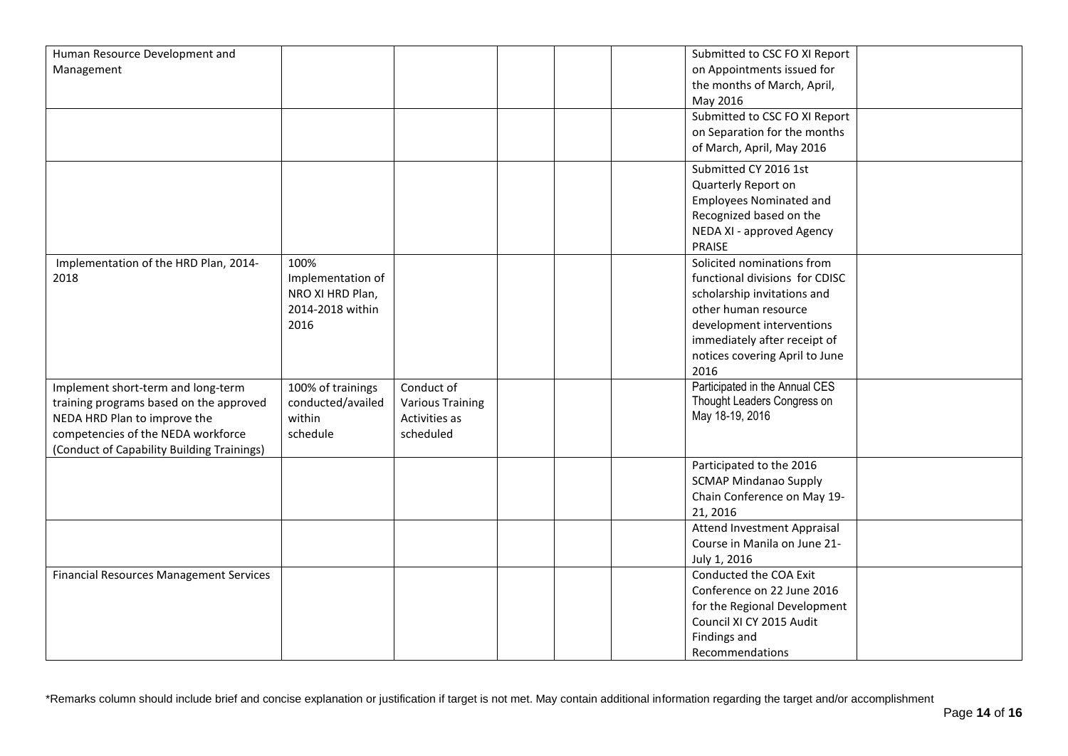| | | | | | | | |
|---|---|---|---|---|---|---|---|
| Human Resource Development and Management | | | | | | Submitted to CSC FO XI Report on Appointments issued for the months of March, April, May 2016 | |
| | | | | | | Submitted to CSC FO XI Report on Separation for the months of March, April, May 2016 | |
| | | | | | | Submitted CY 2016 1st Quarterly Report on Employees Nominated and Recognized based on the NEDA XI - approved Agency PRAISE | |
| Implementation of the HRD Plan, 2014-2018 | 100% Implementation of NRO XI HRD Plan, 2014-2018 within 2016 | | | | | Solicited nominations from functional divisions for CDISC scholarship invitations and other human resource development interventions immediately after receipt of notices covering April to June 2016 | |
| Implement short-term and long-term training programs based on the approved NEDA HRD Plan to improve the competencies of the NEDA workforce (Conduct of Capability Building Trainings) | 100% of trainings conducted/availed within schedule | Conduct of Various Training Activities as scheduled | | | | Participated in the Annual CES Thought Leaders Congress on May 18-19, 2016 | |
| | | | | | | Participated to the 2016 SCMAP Mindanao Supply Chain Conference on May 19-21, 2016 | |
| | | | | | | Attend Investment Appraisal Course in Manila on June 21-July 1, 2016 | |
| Financial Resources Management Services | | | | | | Conducted the COA Exit Conference on 22 June 2016 for the Regional Development Council XI CY 2015 Audit Findings and Recommendations | |

*Remarks column should include brief and concise explanation or justification if target is not met. May contain additional information regarding the target and/or accomplishment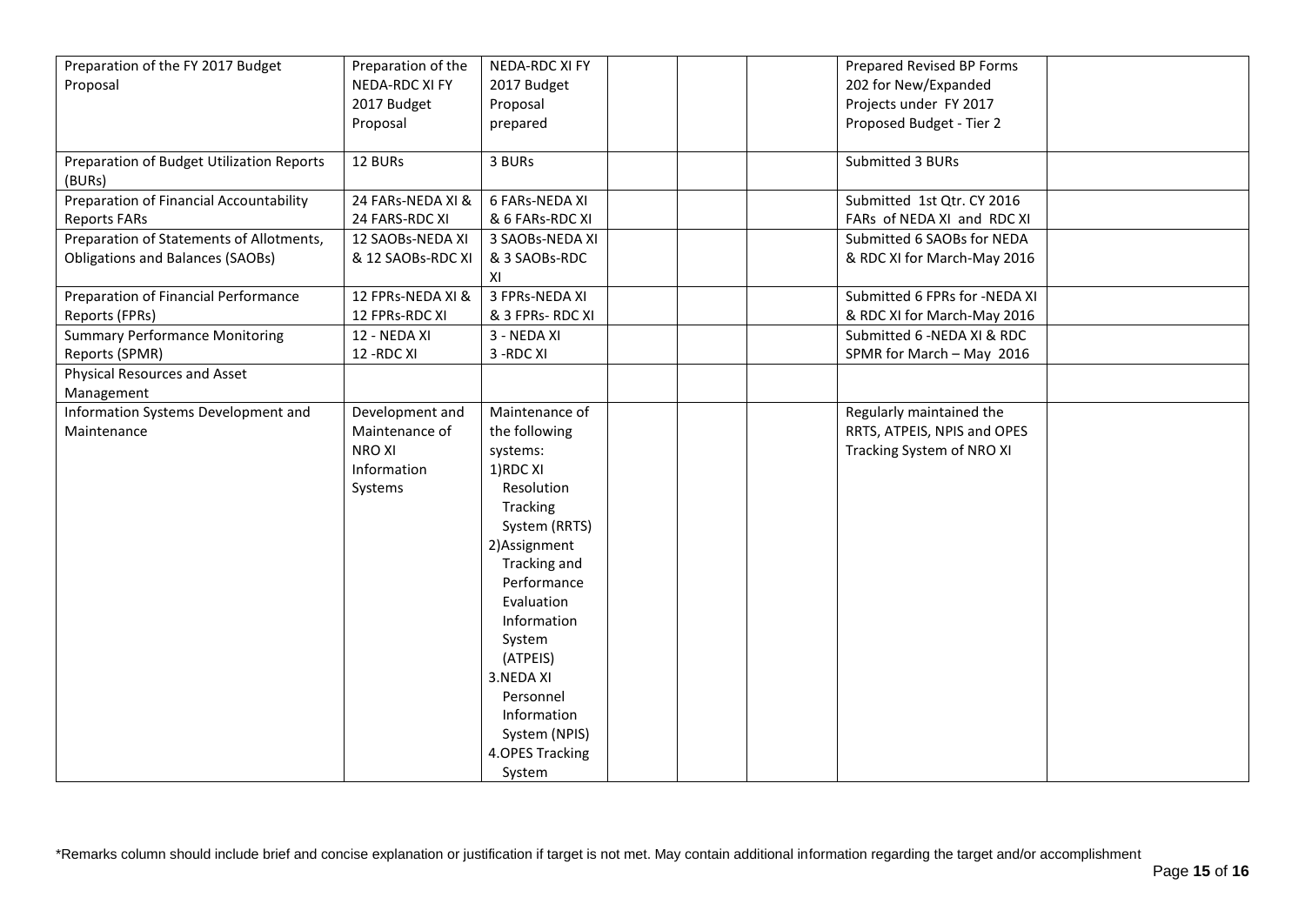| | | | | | | | |
|---|---|---|---|---|---|---|---|
| Preparation of the FY 2017 Budget Proposal | Preparation of the NEDA-RDC XI FY 2017 Budget Proposal | NEDA-RDC XI FY 2017 Budget Proposal prepared | | | | Prepared Revised BP Forms 202 for New/Expanded Projects under FY 2017 Proposed Budget - Tier 2 | |
| Preparation of Budget Utilization Reports (BURs) | 12 BURs | 3 BURs | | | | Submitted 3 BURs | |
| Preparation of Financial Accountability Reports FARs | 24 FARs-NEDA XI & 24 FARS-RDC XI | 6 FARs-NEDA XI & 6 FARs-RDC XI | | | | Submitted 1st Qtr. CY 2016 FARs of NEDA XI and RDC XI | |
| Preparation of Statements of Allotments, Obligations and Balances (SAOBs) | 12 SAOBs-NEDA XI & 12 SAOBs-RDC XI | 3 SAOBs-NEDA XI & 3 SAOBs-RDC XI | | | | Submitted 6 SAOBs for NEDA & RDC XI for March-May 2016 | |
| Preparation of Financial Performance Reports (FPRs) | 12 FPRs-NEDA XI & 12 FPRs-RDC XI | 3 FPRs-NEDA XI & 3 FPRs- RDC XI | | | | Submitted 6 FPRs for -NEDA XI & RDC XI for March-May 2016 | |
| Summary Performance Monitoring Reports (SPMR) | 12 - NEDA XI 12 -RDC XI | 3 - NEDA XI 3 -RDC XI | | | | Submitted 6 -NEDA XI & RDC SPMR for March – May 2016 | |
| Physical Resources and Asset Management | | | | | | | |
| Information Systems Development and Maintenance | Development and Maintenance of NRO XI Information Systems | Maintenance of the following systems: 1)RDC XI Resolution Tracking System (RRTS) 2)Assignment Tracking and Performance Evaluation Information System (ATPEIS) 3.NEDA XI Personnel Information System (NPIS) 4.OPES Tracking System | | | | Regularly maintained the RRTS, ATPEIS, NPIS and OPES Tracking System of NRO XI | |

*Remarks column should include brief and concise explanation or justification if target is not met. May contain additional information regarding the target and/or accomplishment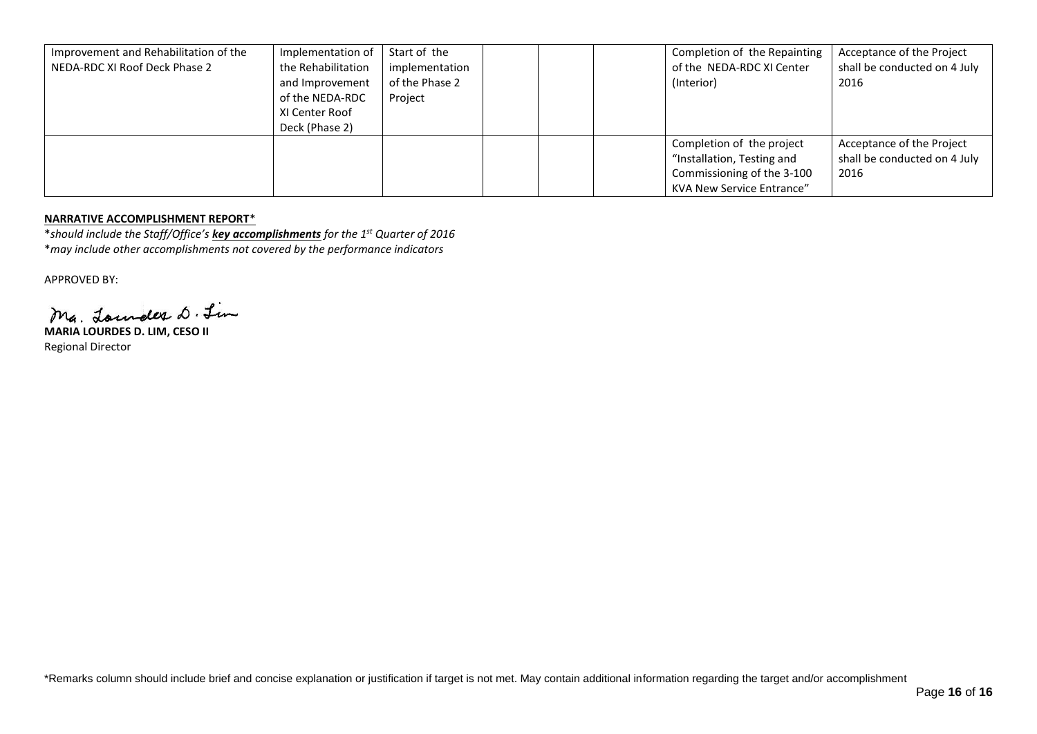| | | | | | | | |
|---|---|---|---|---|---|---|---|
| Improvement and Rehabilitation of the NEDA-RDC XI Roof Deck Phase 2 | Implementation of the Rehabilitation and Improvement of the NEDA-RDC XI Center Roof Deck (Phase 2) | Start of the implementation of the Phase 2 Project | | | | Completion of the Repainting of the NEDA-RDC XI Center (Interior) | Acceptance of the Project shall be conducted on 4 July 2016 |
| | | | | | | Completion of the project "Installation, Testing and Commissioning of the 3-100 KVA New Service Entrance" | Acceptance of the Project shall be conducted on 4 July 2016 |

**NARRATIVE ACCOMPLISHMENT REPORT***

**should include the Staff/Office's ***key accomplishments*** for the 1st Quarter of 2016*

**may include other accomplishments not covered by the performance indicators*

APPROVED BY:

Ma. Lourdes D. Lim

**MARIA LOURDES D. LIM, CESO II**
Regional Director

*Remarks column should include brief and concise explanation or justification if target is not met. May contain additional information regarding the target and/or accomplishment